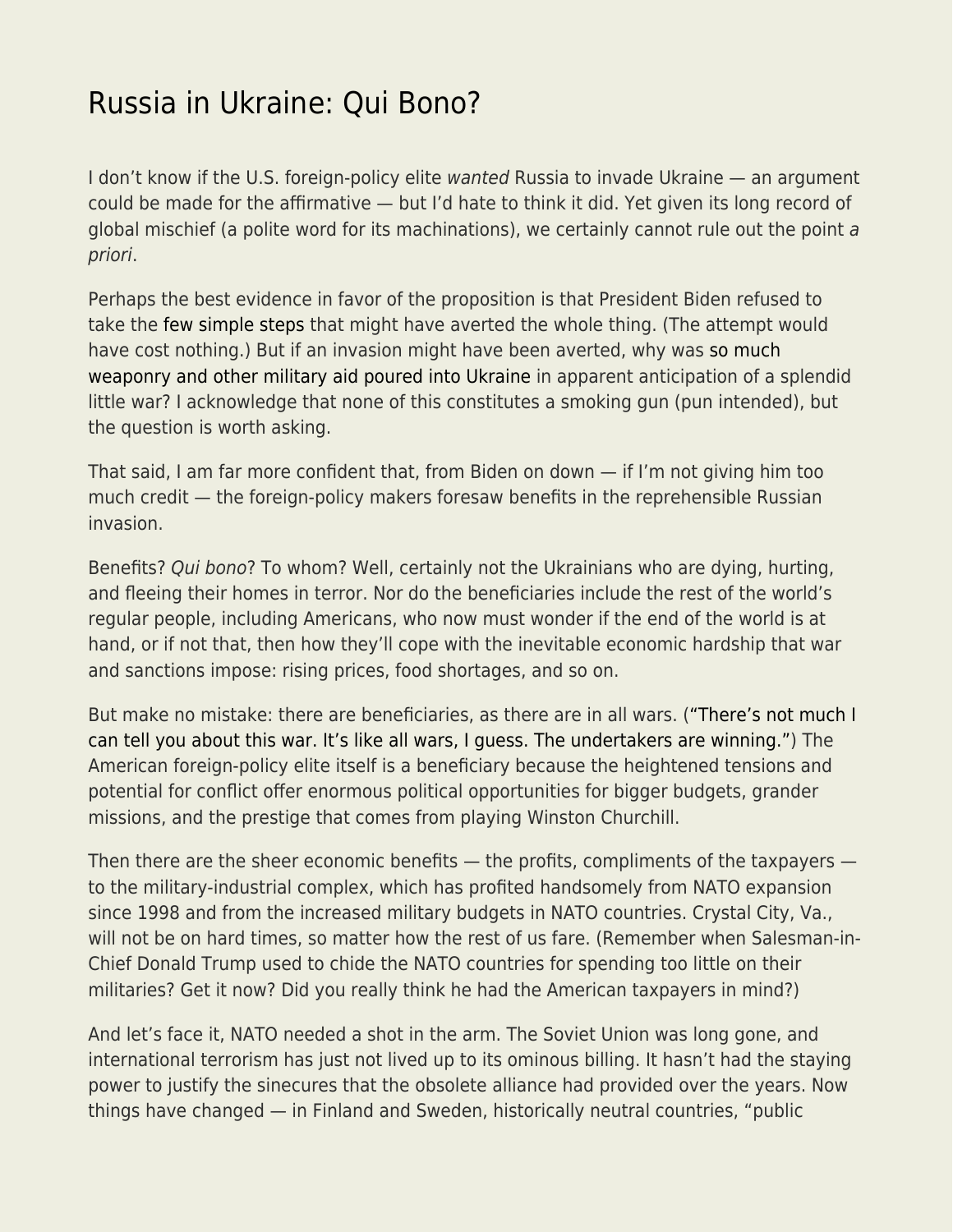# Russia in Ukraine: Qui Bono?

I don't know if the U.S. foreign-policy elite *wanted* Russia to invade Ukraine — an argument could be made for the affirmative — but I'd hate to think it did. Yet given its long record of global mischief (a polite word for its machinations), we certainly cannot rule out the point *a priori*.

Perhaps the best evidence in favor of the proposition is that President Biden refused to take the few simple steps that might have averted the whole thing. (The attempt would have cost nothing.) But if an invasion might have been averted, why was so much weaponry and other military aid poured into Ukraine in apparent anticipation of a splendid little war? I acknowledge that none of this constitutes a smoking gun (pun intended), but the question is worth asking.

That said, I am far more confident that, from Biden on down — if I'm not giving him too much credit — the foreign-policy makers foresaw benefits in the reprehensible Russian invasion.

Benefits? *Qui bono*? To whom? Well, certainly not the Ukrainians who are dying, hurting, and fleeing their homes in terror. Nor do the beneficiaries include the rest of the world's regular people, including Americans, who now must wonder if the end of the world is at hand, or if not that, then how they'll cope with the inevitable economic hardship that war and sanctions impose: rising prices, food shortages, and so on.

But make no mistake: there are beneficiaries, as there are in all wars. ("There's not much I can tell you about this war. It's like all wars, I guess. The undertakers are winning.") The American foreign-policy elite itself is a beneficiary because the heightened tensions and potential for conflict offer enormous political opportunities for bigger budgets, grander missions, and the prestige that comes from playing Winston Churchill.

Then there are the sheer economic benefits — the profits, compliments of the taxpayers — to the military-industrial complex, which has profited handsomely from NATO expansion since 1998 and from the increased military budgets in NATO countries. Crystal City, Va., will not be on hard times, so matter how the rest of us fare. (Remember when Salesman-in-Chief Donald Trump used to chide the NATO countries for spending too little on their militaries? Get it now? Did you really think he had the American taxpayers in mind?)

And let's face it, NATO needed a shot in the arm. The Soviet Union was long gone, and international terrorism has just not lived up to its ominous billing. It hasn't had the staying power to justify the sinecures that the obsolete alliance had provided over the years. Now things have changed — in Finland and Sweden, historically neutral countries, "public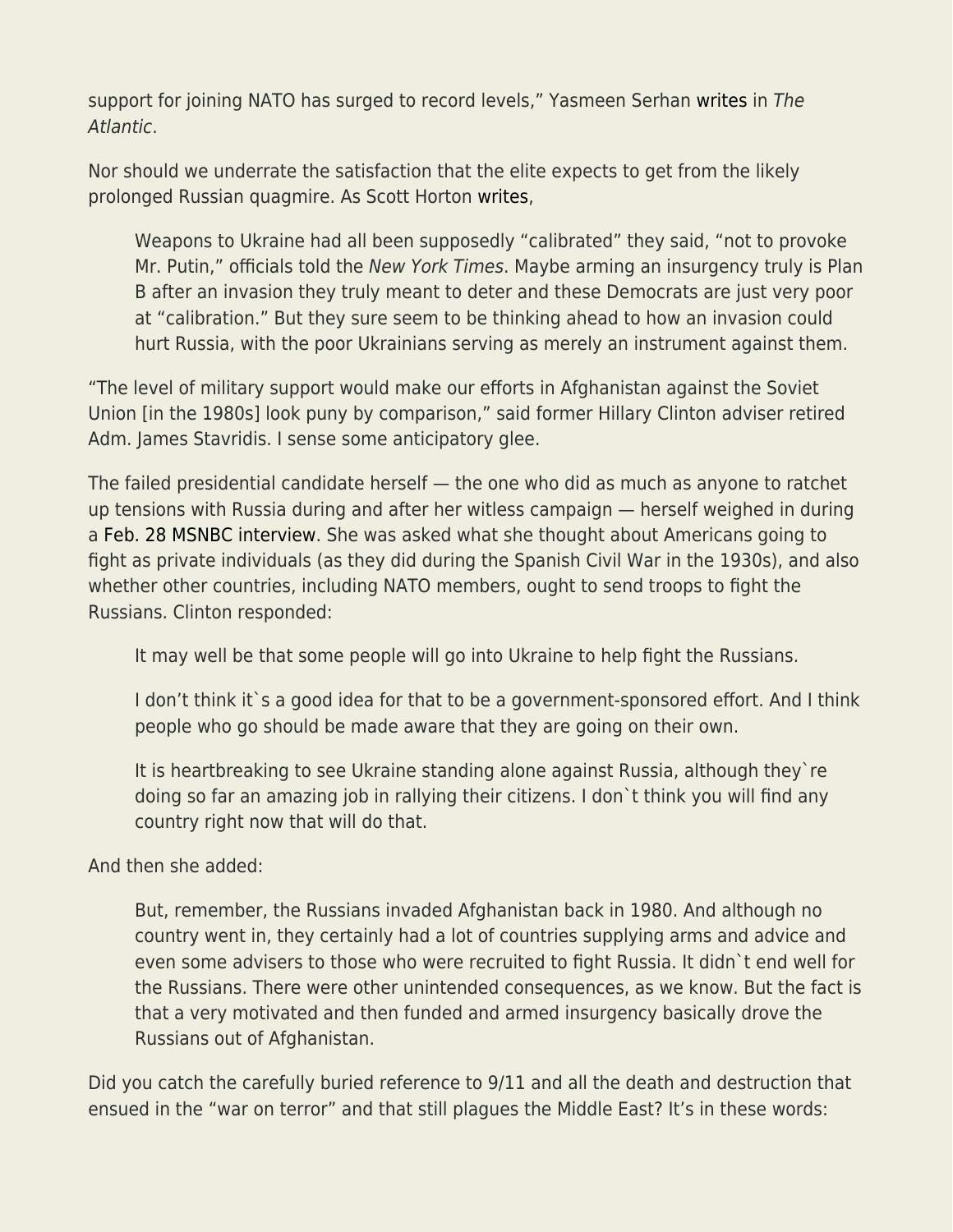support for joining NATO has surged to record levels," Yasmeen Serhan writes in *The Atlantic*.

Nor should we underrate the satisfaction that the elite expects to get from the likely prolonged Russian quagmire. As Scott Horton writes,

> Weapons to Ukraine had all been supposedly "calibrated" they said, "not to provoke Mr. Putin," officials told the *New York Times*. Maybe arming an insurgency truly is Plan B after an invasion they truly meant to deter and these Democrats are just very poor at "calibration." But they sure seem to be thinking ahead to how an invasion could hurt Russia, with the poor Ukrainians serving as merely an instrument against them.

"The level of military support would make our efforts in Afghanistan against the Soviet Union [in the 1980s] look puny by comparison," said former Hillary Clinton adviser retired Adm. James Stavridis. I sense some anticipatory glee.

The failed presidential candidate herself — the one who did as much as anyone to ratchet up tensions with Russia during and after her witless campaign — herself weighed in during a Feb. 28 MSNBC interview. She was asked what she thought about Americans going to fight as private individuals (as they did during the Spanish Civil War in the 1930s), and also whether other countries, including NATO members, ought to send troops to fight the Russians. Clinton responded:

> It may well be that some people will go into Ukraine to help fight the Russians.
>
> I don't think it`s a good idea for that to be a government-sponsored effort. And I think people who go should be made aware that they are going on their own.
>
> It is heartbreaking to see Ukraine standing alone against Russia, although they`re doing so far an amazing job in rallying their citizens. I don`t think you will find any country right now that will do that.

And then she added:

> But, remember, the Russians invaded Afghanistan back in 1980. And although no country went in, they certainly had a lot of countries supplying arms and advice and even some advisers to those who were recruited to fight Russia. It didn`t end well for the Russians. There were other unintended consequences, as we know. But the fact is that a very motivated and then funded and armed insurgency basically drove the Russians out of Afghanistan.

Did you catch the carefully buried reference to 9/11 and all the death and destruction that ensued in the "war on terror" and that still plagues the Middle East? It's in these words: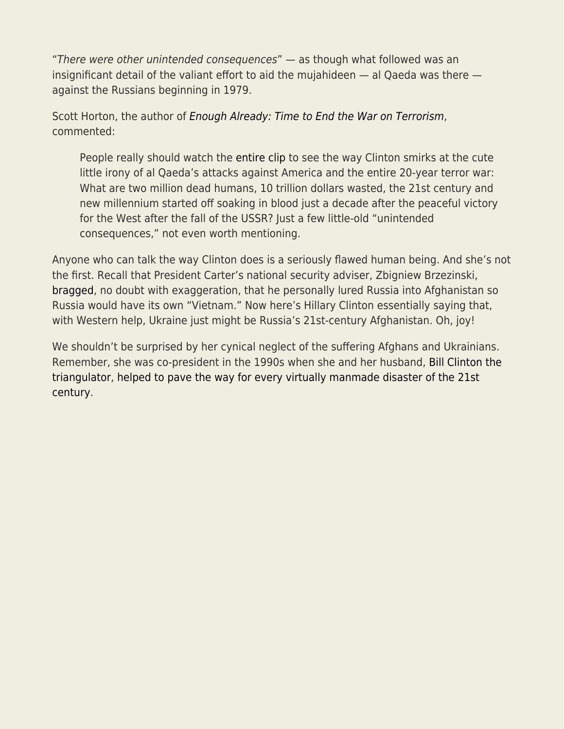"*There were other unintended consequences*" — as though what followed was an insignificant detail of the valiant effort to aid the mujahideen — al Qaeda was there — against the Russians beginning in 1979.

Scott Horton, the author of *Enough Already: Time to End the War on Terrorism*, commented:

> People really should watch the entire clip to see the way Clinton smirks at the cute little irony of al Qaeda's attacks against America and the entire 20-year terror war: What are two million dead humans, 10 trillion dollars wasted, the 21st century and new millennium started off soaking in blood just a decade after the peaceful victory for the West after the fall of the USSR? Just a few little-old "unintended consequences," not even worth mentioning.

Anyone who can talk the way Clinton does is a seriously flawed human being. And she's not the first. Recall that President Carter's national security adviser, Zbigniew Brzezinski, bragged, no doubt with exaggeration, that he personally lured Russia into Afghanistan so Russia would have its own "Vietnam." Now here's Hillary Clinton essentially saying that, with Western help, Ukraine just might be Russia's 21st-century Afghanistan. Oh, joy!

We shouldn't be surprised by her cynical neglect of the suffering Afghans and Ukrainians. Remember, she was co-president in the 1990s when she and her husband, Bill Clinton the triangulator, helped to pave the way for every virtually manmade disaster of the 21st century.